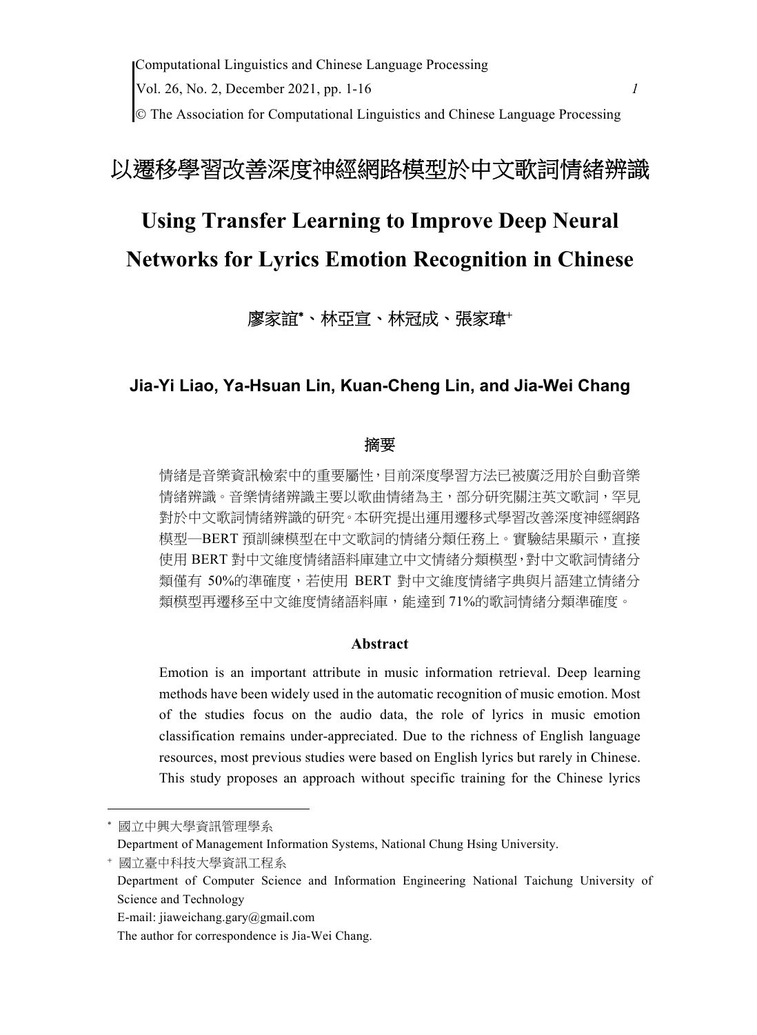# 以遷移學習改善深度神經網路模型於中文歌詞情緒辨識

# Using Transfer Learning to Improve Deep Neural Networks for Lyrics Emotion Recognition in Chinese

廖家誼[*]、林亞宣、林冠成、張家瑋[+]

**Jia-Yi Liao, Ya-Hsuan Lin, Kuan-Cheng Lin, and Jia-Wei Chang**

## 摘要

情緒是音樂資訊檢索中的重要屬性，目前深度學習方法已被廣泛用於自動音樂情緒辨識。音樂情緒辨識主要以歌曲情緒為主，部分研究關注英文歌詞，罕見對於中文歌詞情緒辨識的研究。本研究提出運用遷移式學習改善深度神經網路模型—BERT 預訓練模型在中文歌詞的情緒分類任務上。實驗結果顯示，直接使用 BERT 對中文維度情緒語料庫建立中文情緒分類模型，對中文歌詞情緒分類僅有 50%的準確度，若使用 BERT 對中文維度情緒字典與片語建立情緒分類模型再遷移至中文維度情緒語料庫，能達到 71%的歌詞情緒分類準確度。

## Abstract

Emotion is an important attribute in music information retrieval. Deep learning methods have been widely used in the automatic recognition of music emotion. Most of the studies focus on the audio data, the role of lyrics in music emotion classification remains under-appreciated. Due to the richness of English language resources, most previous studies were based on English lyrics but rarely in Chinese. This study proposes an approach without specific training for the Chinese lyrics

---

[*] 國立中興大學資訊管理學系
Department of Management Information Systems, National Chung Hsing University.

[+] 國立臺中科技大學資訊工程系
Department of Computer Science and Information Engineering National Taichung University of Science and Technology
E-mail: jiaweichang.gary@gmail.com
The author for correspondence is Jia-Wei Chang.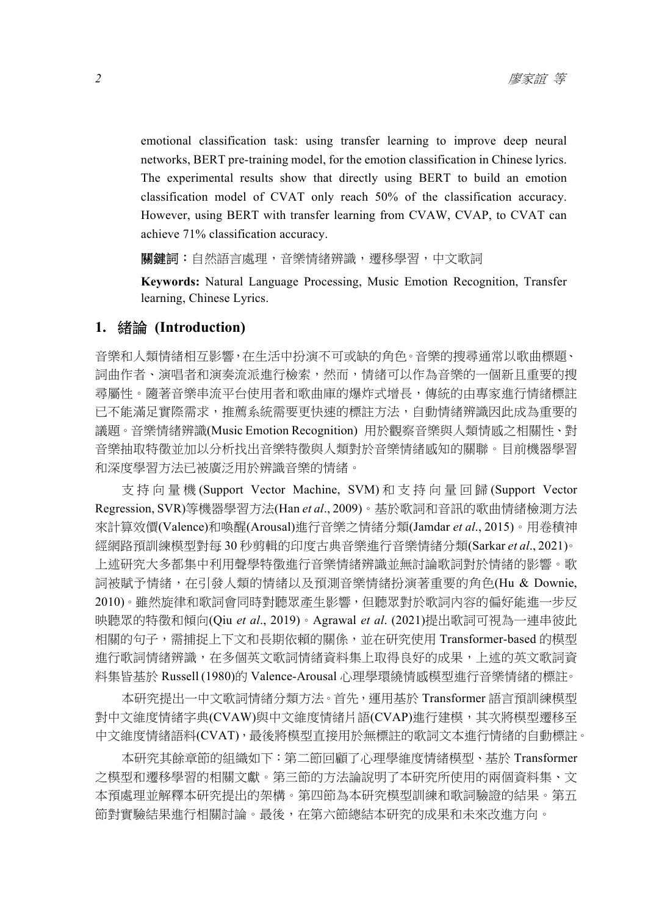emotional classification task: using transfer learning to improve deep neural networks, BERT pre-training model, for the emotion classification in Chinese lyrics. The experimental results show that directly using BERT to build an emotion classification model of CVAT only reach 50% of the classification accuracy. However, using BERT with transfer learning from CVAW, CVAP, to CVAT can achieve 71% classification accuracy.

**關鍵詞：**自然語言處理，音樂情緒辨識，遷移學習，中文歌詞

**Keywords:** Natural Language Processing, Music Emotion Recognition, Transfer learning, Chinese Lyrics.

## 1. 緒論 (Introduction)

音樂和人類情緒相互影響，在生活中扮演不可或缺的角色。音樂的搜尋通常以歌曲標題、詞曲作者、演唱者和演奏流派進行檢索，然而，情緒可以作為音樂的一個新且重要的搜尋屬性。隨著音樂串流平台使用者和歌曲庫的爆炸式增長，傳統的由專家進行情緒標註已不能滿足實際需求，推薦系統需要更快速的標註方法，自動情緒辨識因此成為重要的議題。音樂情緒辨識(Music Emotion Recognition) 用於觀察音樂與人類情感之相關性、對音樂抽取特徵並加以分析找出音樂特徵與人類對於音樂情緒感知的關聯。目前機器學習和深度學習方法已被廣泛用於辨識音樂的情緒。

支持向量機(Support Vector Machine, SVM)和支持向量回歸(Support Vector Regression, SVR)等機器學習方法(Han *et al*., 2009)。基於歌詞和音訊的歌曲情緒檢測方法來計算效價(Valence)和喚醒(Arousal)進行音樂之情緒分類(Jamdar *et al*., 2015)。用卷積神經網路預訓練模型對每 30 秒剪輯的印度古典音樂進行音樂情緒分類(Sarkar *et al*., 2021)。上述研究大多都集中利用聲學特徵進行音樂情緒辨識並無討論歌詞對於情緒的影響。歌詞被賦予情緒，在引發人類的情緒以及預測音樂情緒扮演著重要的角色(Hu & Downie, 2010)。雖然旋律和歌詞會同時對聽眾產生影響，但聽眾對於歌詞內容的偏好能進一步反映聽眾的特徵和傾向(Qiu *et al*., 2019)。Agrawal *et al*. (2021)提出歌詞可視為一連串彼此相關的句子，需捕捉上下文和長期依賴的關係，並在研究使用 Transformer-based 的模型進行歌詞情緒辨識，在多個英文歌詞情緒資料集上取得良好的成果，上述的英文歌詞資料集皆基於 Russell (1980)的 Valence-Arousal 心理學環繞情感模型進行音樂情緒的標註。

本研究提出一中文歌詞情緒分類方法。首先，運用基於 Transformer 語言預訓練模型對中文維度情緒字典(CVAW)與中文維度情緒片語(CVAP)進行建模，其次將模型遷移至中文維度情緒語料(CVAT)，最後將模型直接用於無標註的歌詞文本進行情緒的自動標註。

本研究其餘章節的組織如下：第二節回顧了心理學維度情緒模型、基於 Transformer 之模型和遷移學習的相關文獻。第三節的方法論說明了本研究所使用的兩個資料集、文本預處理並解釋本研究提出的架構。第四節為本研究模型訓練和歌詞驗證的結果。第五節對實驗結果進行相關討論。最後，在第六節總結本研究的成果和未來改進方向。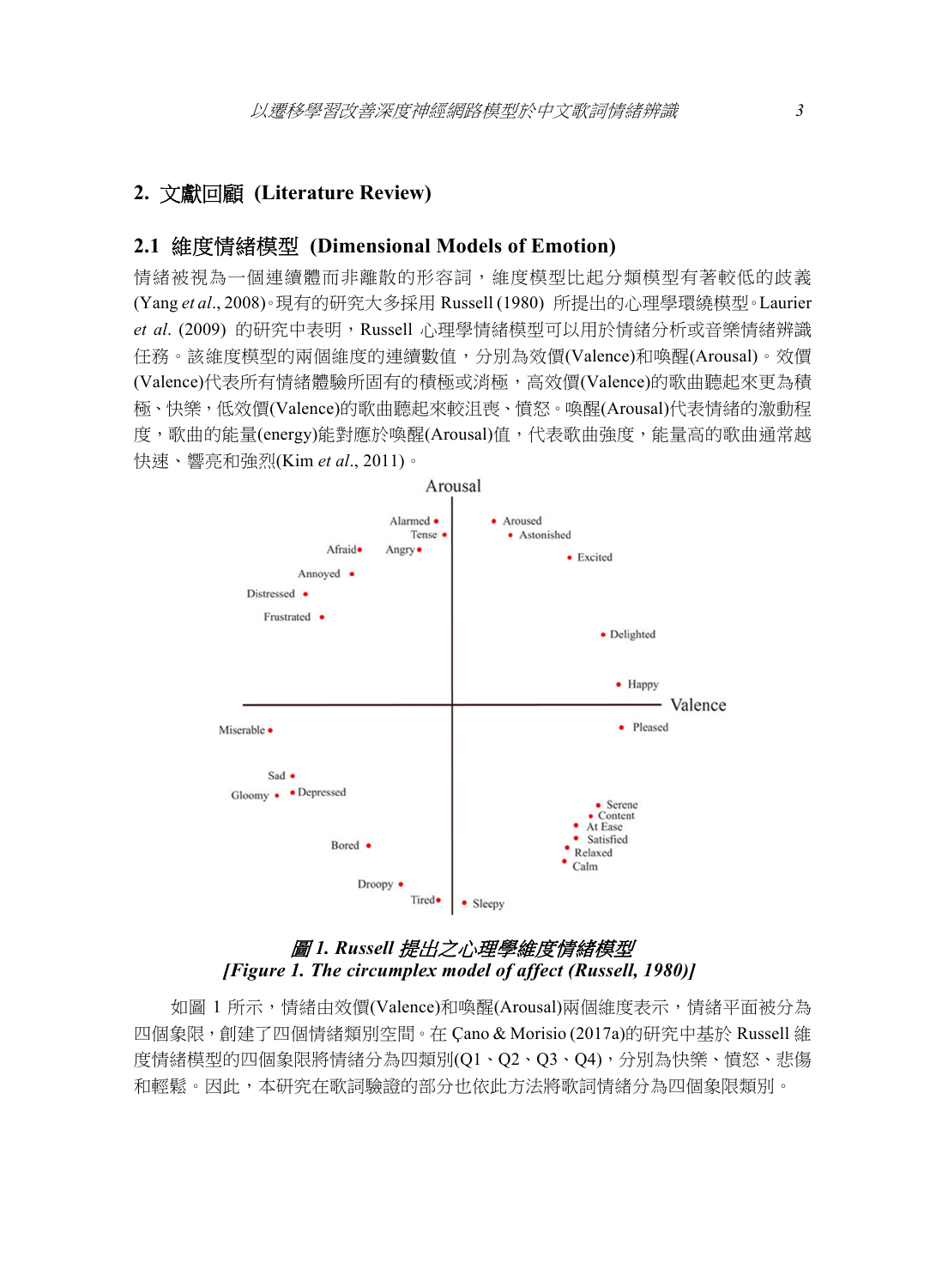## 2. 文獻回顧 (Literature Review)

### 2.1 維度情緒模型 (Dimensional Models of Emotion)

情緒被視為一個連續體而非離散的形容詞，維度模型比起分類模型有著較低的歧義(Yang *et al*., 2008)。現有的研究大多採用 Russell (1980) 所提出的心理學環繞模型。Laurier *et al*. (2009) 的研究中表明，Russell 心理學情緒模型可以用於情緒分析或音樂情緒辨識任務。該維度模型的兩個維度的連續數值，分別為效價(Valence)和喚醒(Arousal)。效價(Valence)代表所有情緒體驗所固有的積極或消極，高效價(Valence)的歌曲聽起來更為積極、快樂，低效價(Valence)的歌曲聽起來較沮喪、憤怒。喚醒(Arousal)代表情緒的激動程度，歌曲的能量(energy)能對應於喚醒(Arousal)值，代表歌曲強度，能量高的歌曲通常越快速、響亮和強烈(Kim *et al*., 2011)。

***圖 1. Russell 提出之心理學維度情緒模型***
***[Figure 1. The circumplex model of affect (Russell, 1980)]***

如圖 1 所示，情緒由效價(Valence)和喚醒(Arousal)兩個維度表示，情緒平面被分為四個象限，創建了四個情緒類別空間。在 Çano & Morisio (2017a)的研究中基於 Russell 維度情緒模型的四個象限將情緒分為四類別(Q1、Q2、Q3、Q4)，分別為快樂、憤怒、悲傷和輕鬆。因此，本研究在歌詞驗證的部分也依此方法將歌詞情緒分為四個象限類別。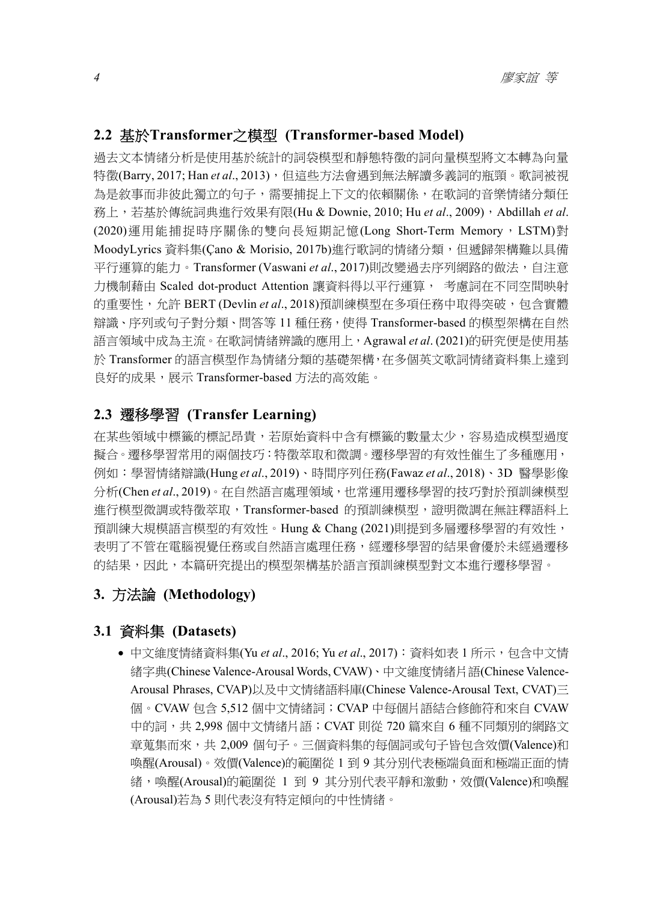## 2.2 基於Transformer之模型 (Transformer-based Model)

過去文本情緒分析是使用基於統計的詞袋模型和靜態特徵的詞向量模型將文本轉為向量特徵(Barry, 2017; Han *et al*., 2013)，但這些方法會遇到無法解讀多義詞的瓶頸。歌詞被視為是敘事而非彼此獨立的句子，需要捕捉上下文的依賴關係，在歌詞的音樂情緒分類任務上，若基於傳統詞典進行效果有限(Hu & Downie, 2010; Hu *et al*., 2009)，Abdillah *et al*. (2020)運用能捕捉時序關係的雙向長短期記憶(Long Short-Term Memory，LSTM)對MoodyLyrics 資料集(Çano & Morisio, 2017b)進行歌詞的情緒分類，但遞歸架構難以具備平行運算的能力。Transformer (Vaswani *et al*., 2017)則改變過去序列網路的做法，自注意力機制藉由 Scaled dot-product Attention 讓資料得以平行運算， 考慮詞在不同空間映射的重要性，允許 BERT (Devlin *et al*., 2018)預訓練模型在多項任務中取得突破，包含實體辯識、序列或句子對分類、問答等 11 種任務，使得 Transformer-based 的模型架構在自然語言領域中成為主流。在歌詞情緒辨識的應用上，Agrawal *et al*. (2021)的研究便是使用基於 Transformer 的語言模型作為情緒分類的基礎架構，在多個英文歌詞情緒資料集上達到良好的成果，展示 Transformer-based 方法的高效能。

## 2.3 遷移學習 (Transfer Learning)

在某些領域中標籤的標記昂貴，若原始資料中含有標籤的數量太少，容易造成模型過度擬合。遷移學習常用的兩個技巧：特徵萃取和微調。遷移學習的有效性催生了多種應用，例如：學習情緒辯識(Hung *et al*., 2019)、時間序列任務(Fawaz *et al*., 2018)、3D 醫學影像分析(Chen *et al*., 2019)。在自然語言處理領域，也常運用遷移學習的技巧對於預訓練模型進行模型微調或特徵萃取，Transformer-based 的預訓練模型，證明微調在無註釋語料上預訓練大規模語言模型的有效性。Hung & Chang (2021)則提到多層遷移學習的有效性，表明了不管在電腦視覺任務或自然語言處理任務，經遷移學習的結果會優於未經過遷移的結果，因此，本篇研究提出的模型架構基於語言預訓練模型對文本進行遷移學習。

# 3. 方法論 (Methodology)

## 3.1 資料集 (Datasets)

- 中文維度情緒資料集(Yu *et al*., 2016; Yu *et al*., 2017)：資料如表 1 所示，包含中文情緒字典(Chinese Valence-Arousal Words, CVAW)、中文維度情緒片語(Chinese Valence-Arousal Phrases, CVAP)以及中文情緒語料庫(Chinese Valence-Arousal Text, CVAT)三個。CVAW 包含 5,512 個中文情緒詞；CVAP 中每個片語結合修飾符和來自 CVAW 中的詞，共 2,998 個中文情緒片語；CVAT 則從 720 篇來自 6 種不同類別的網路文章蒐集而來，共 2,009 個句子。三個資料集的每個詞或句子皆包含效價(Valence)和喚醒(Arousal)。效價(Valence)的範圍從 1 到 9 其分別代表極端負面和極端正面的情緒，喚醒(Arousal)的範圍從 1 到 9 其分別代表平靜和激動，效價(Valence)和喚醒(Arousal)若為 5 則代表沒有特定傾向的中性情緒。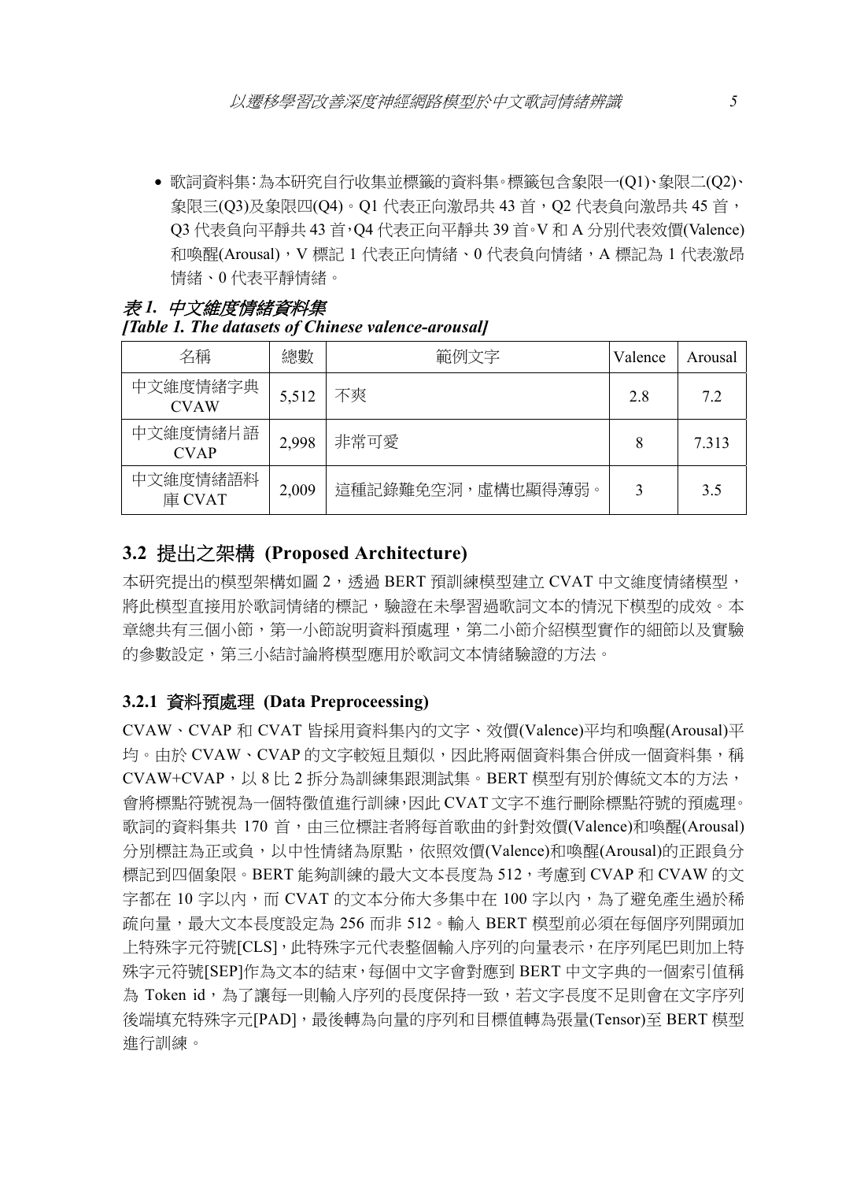- 歌詞資料集：為本研究自行收集並標籤的資料集。標籤包含象限一(Q1)、象限二(Q2)、象限三(Q3)及象限四(Q4)。Q1 代表正向激昂共 43 首，Q2 代表負向激昂共 45 首，Q3 代表負向平靜共 43 首，Q4 代表正向平靜共 39 首。V 和 A 分別代表效價(Valence)和喚醒(Arousal)，V 標記 1 代表正向情緒、0 代表負向情緒，A 標記為 1 代表激昂情緒、0 代表平靜情緒。

*表 1. 中文維度情緒資料集*
***[Table 1. The datasets of Chinese valence-arousal]***

| 名稱 | 總數 | 範例文字 | Valence | Arousal |
| --- | --- | --- | --- | --- |
| 中文維度情緒字典 CVAW | 5,512 | 不爽 | 2.8 | 7.2 |
| 中文維度情緒片語 CVAP | 2,998 | 非常可愛 | 8 | 7.313 |
| 中文維度情緒語料庫 CVAT | 2,009 | 這種記錄難免空洞，虛構也顯得薄弱。 | 3 | 3.5 |

## 3.2 提出之架構 (Proposed Architecture)

本研究提出的模型架構如圖 2，透過 BERT 預訓練模型建立 CVAT 中文維度情緒模型，將此模型直接用於歌詞情緒的標記，驗證在未學習過歌詞文本的情況下模型的成效。本章總共有三個小節，第一小節說明資料預處理，第二小節介紹模型實作的細節以及實驗的參數設定，第三小結討論將模型應用於歌詞文本情緒驗證的方法。

### 3.2.1 資料預處理 (Data Preproceessing)

CVAW、CVAP 和 CVAT 皆採用資料集內的文字、效價(Valence)平均和喚醒(Arousal)平均。由於 CVAW、CVAP 的文字較短且類似，因此將兩個資料集合併成一個資料集，稱 CVAW+CVAP，以 8 比 2 拆分為訓練集跟測試集。BERT 模型有別於傳統文本的方法，會將標點符號視為一個特徵值進行訓練，因此 CVAT 文字不進行刪除標點符號的預處理。歌詞的資料集共 170 首，由三位標註者將每首歌曲的針對效價(Valence)和喚醒(Arousal)分別標註為正或負，以中性情緒為原點，依照效價(Valence)和喚醒(Arousal)的正跟負分標記到四個象限。BERT 能夠訓練的最大文本長度為 512，考慮到 CVAP 和 CVAW 的文字都在 10 字以內，而 CVAT 的文本分佈大多集中在 100 字以內，為了避免產生過於稀疏向量，最大文本長度設定為 256 而非 512。輸入 BERT 模型前必須在每個序列開頭加上特殊字元符號[CLS]，此特殊字元代表整個輸入序列的向量表示，在序列尾巴則加上特殊字元符號[SEP]作為文本的結束，每個中文字會對應到 BERT 中文字典的一個索引值稱為 Token id，為了讓每一則輸入序列的長度保持一致，若文字長度不足則會在文字序列後端填充特殊字元[PAD]，最後轉為向量的序列和目標值轉為張量(Tensor)至 BERT 模型進行訓練。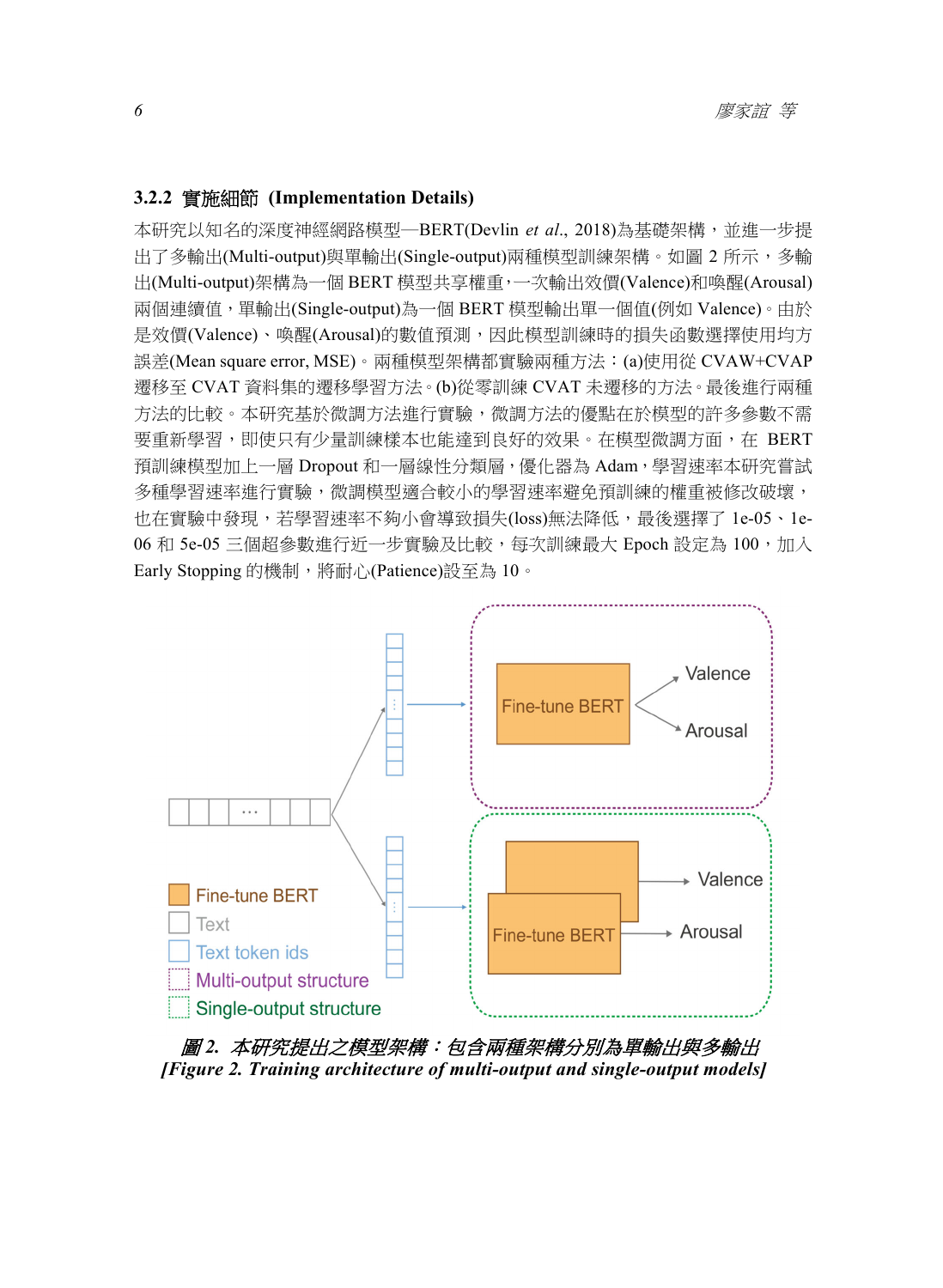### 3.2.2 實施細節 (Implementation Details)

本研究以知名的深度神經網路模型—BERT(Devlin *et al.*, 2018)為基礎架構，並進一步提出了多輸出(Multi-output)與單輸出(Single-output)兩種模型訓練架構。如圖 2 所示，多輸出(Multi-output)架構為一個 BERT 模型共享權重，一次輸出效價(Valence)和喚醒(Arousal)兩個連續值，單輸出(Single-output)為一個 BERT 模型輸出單一個值(例如 Valence)。由於是效價(Valence)、喚醒(Arousal)的數值預測，因此模型訓練時的損失函數選擇使用均方誤差(Mean square error, MSE)。兩種模型架構都實驗兩種方法：(a)使用從 CVAW+CVAP 遷移至 CVAT 資料集的遷移學習方法。(b)從零訓練 CVAT 未遷移的方法。最後進行兩種方法的比較。本研究基於微調方法進行實驗，微調方法的優點在於模型的許多參數不需要重新學習，即使只有少量訓練樣本也能達到良好的效果。在模型微調方面，在 BERT 預訓練模型加上一層 Dropout 和一層線性分類層，優化器為 Adam，學習速率本研究嘗試多種學習速率進行實驗，微調模型適合較小的學習速率避免預訓練的權重被修改破壞，也在實驗中發現，若學習速率不夠小會導致損失(loss)無法降低，最後選擇了 1e-05、1e-06 和 5e-05 三個超參數進行近一步實驗及比較，每次訓練最大 Epoch 設定為 100，加入 Early Stopping 的機制，將耐心(Patience)設至為 10。

*圖 2. 本研究提出之模型架構：包含兩種架構分別為單輸出與多輸出*
***[Figure 2. Training architecture of multi-output and single-output models]***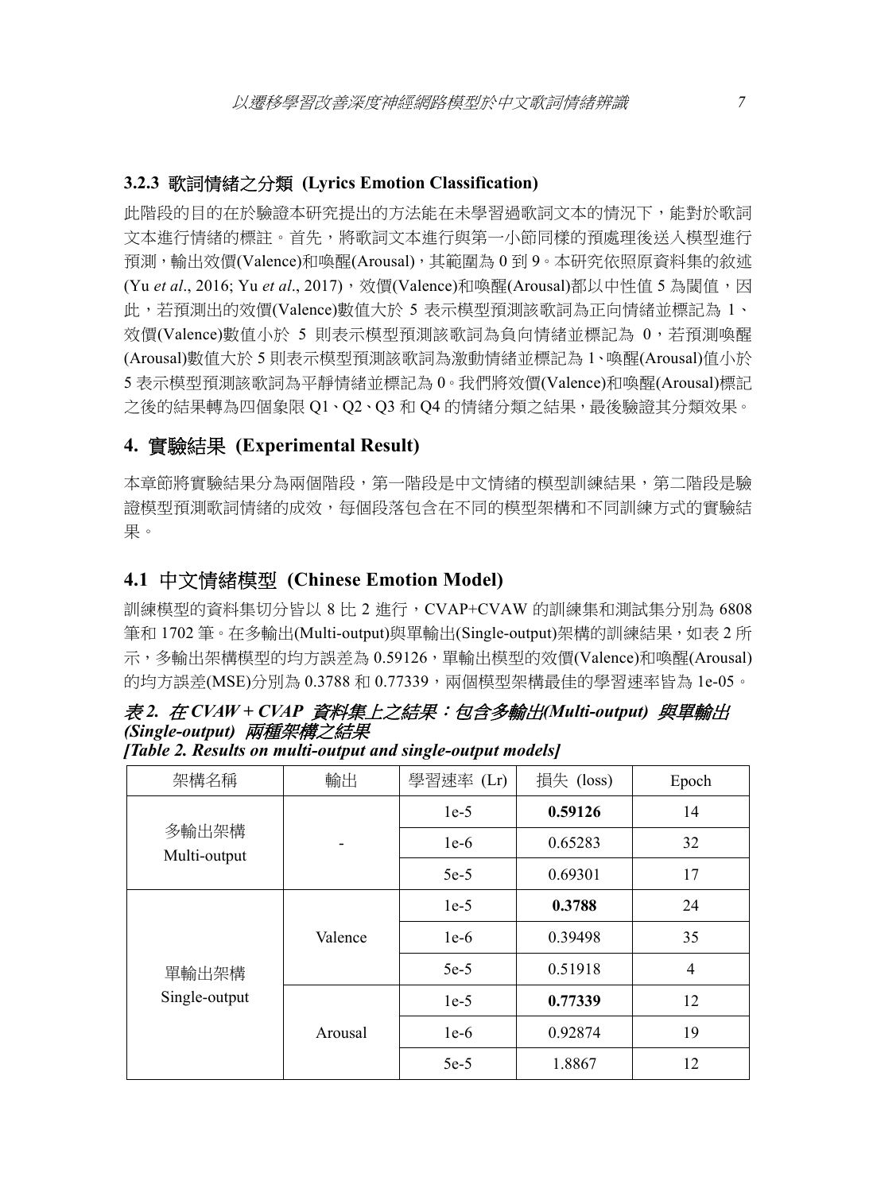### 3.2.3 歌詞情緒之分類 (Lyrics Emotion Classification)

此階段的目的在於驗證本研究提出的方法能在未學習過歌詞文本的情況下，能對於歌詞文本進行情緒的標註。首先，將歌詞文本進行與第一小節同樣的預處理後送入模型進行預測，輸出效價(Valence)和喚醒(Arousal)，其範圍為 0 到 9。本研究依照原資料集的敘述 (Yu *et al*., 2016; Yu *et al*., 2017)，效價(Valence)和喚醒(Arousal)都以中性值 5 為閾值，因此，若預測出的效價(Valence)數值大於 5 表示模型預測該歌詞為正向情緒並標記為 1、效價(Valence)數值小於 5 則表示模型預測該歌詞為負向情緒並標記為 0，若預測喚醒(Arousal)數值大於 5 則表示模型預測該歌詞為激動情緒並標記為 1、喚醒(Arousal)值小於 5 表示模型預測該歌詞為平靜情緒並標記為 0。我們將效價(Valence)和喚醒(Arousal)標記之後的結果轉為四個象限 Q1、Q2、Q3 和 Q4 的情緒分類之結果，最後驗證其分類效果。

## 4. 實驗結果 (Experimental Result)

本章節將實驗結果分為兩個階段，第一階段是中文情緒的模型訓練結果，第二階段是驗證模型預測歌詞情緒的成效，每個段落包含在不同的模型架構和不同訓練方式的實驗結果。

### 4.1 中文情緒模型 (Chinese Emotion Model)

訓練模型的資料集切分皆以 8 比 2 進行，CVAP+CVAW 的訓練集和測試集分別為 6808 筆和 1702 筆。在多輸出(Multi-output)與單輸出(Single-output)架構的訓練結果，如表 2 所示，多輸出架構模型的均方誤差為 0.59126，單輸出模型的效價(Valence)和喚醒(Arousal)的均方誤差(MSE)分別為 0.3788 和 0.77339，兩個模型架構最佳的學習速率皆為 1e-05。

***表 2. 在 CVAW + CVAP 資料集上之結果：包含多輸出(Multi-output) 與單輸出 (Single-output) 兩種架構之結果***
***[Table 2. Results on multi-output and single-output models]***

| 架構名稱 | 輸出 | 學習速率 (Lr) | 損失 (loss) | Epoch |
|---|---|---|---|---|
| 多輸出架構 Multi-output | - | 1e-5 | **0.59126** | 14 |
| | | 1e-6 | 0.65283 | 32 |
| | | 5e-5 | 0.69301 | 17 |
| 單輸出架構 Single-output | Valence | 1e-5 | **0.3788** | 24 |
| | | 1e-6 | 0.39498 | 35 |
| | | 5e-5 | 0.51918 | 4 |
| | Arousal | 1e-5 | **0.77339** | 12 |
| | | 1e-6 | 0.92874 | 19 |
| | | 5e-5 | 1.8867 | 12 |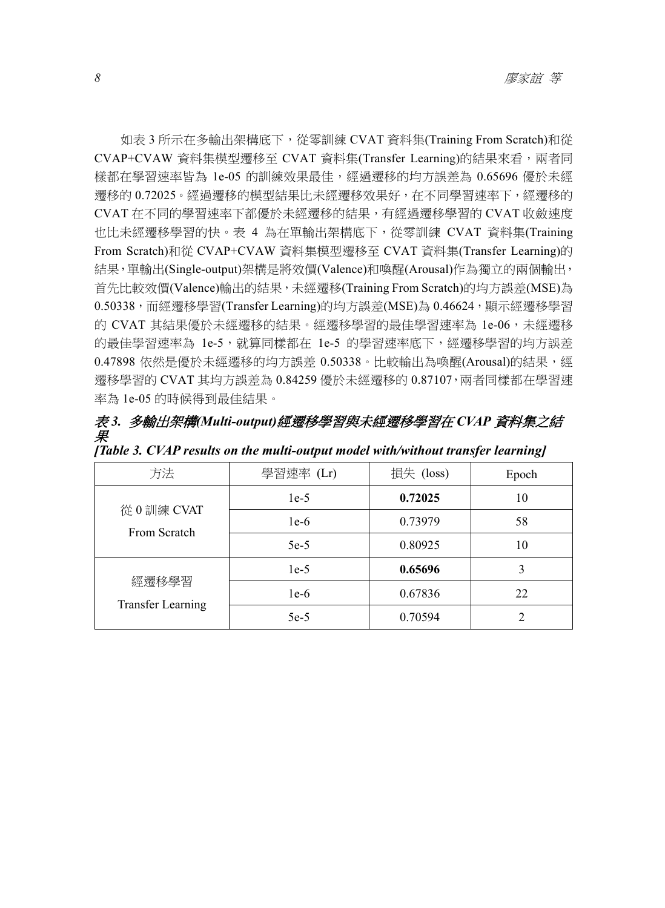如表 3 所示在多輸出架構底下，從零訓練 CVAT 資料集(Training From Scratch)和從 CVAP+CVAW 資料集模型遷移至 CVAT 資料集(Transfer Learning)的結果來看，兩者同樣都在學習速率皆為 1e-05 的訓練效果最佳，經過遷移的均方誤差為 0.65696 優於未經遷移的 0.72025。經過遷移的模型結果比未經遷移效果好，在不同學習速率下，經遷移的 CVAT 在不同的學習速率下都優於未經遷移的結果，有經過遷移學習的 CVAT 收斂速度也比未經遷移學習的快。表 4 為在單輸出架構底下，從零訓練 CVAT 資料集(Training From Scratch)和從 CVAP+CVAW 資料集模型遷移至 CVAT 資料集(Transfer Learning)的結果，單輸出(Single-output)架構是將效價(Valence)和喚醒(Arousal)作為獨立的兩個輸出，首先比較效價(Valence)輸出的結果，未經遷移(Training From Scratch)的均方誤差(MSE)為 0.50338，而經遷移學習(Transfer Learning)的均方誤差(MSE)為 0.46624，顯示經遷移學習的 CVAT 其結果優於未經遷移的結果。經遷移學習的最佳學習速率為 1e-06，未經遷移的最佳學習速率為 1e-5，就算同樣都在 1e-5 的學習速率底下，經遷移學習的均方誤差 0.47898 依然是優於未經遷移的均方誤差 0.50338。比較輸出為喚醒(Arousal)的結果，經遷移學習的 CVAT 其均方誤差為 0.84259 優於未經遷移的 0.87107，兩者同樣都在學習速率為 1e-05 的時候得到最佳結果。

***表 3. 多輸出架構(Multi-output)經遷移學習與未經遷移學習在 CVAP 資料集之結果***

***[Table 3. CVAP results on the multi-output model with/without transfer learning]***

| 方法 | 學習速率 (Lr) | 損失 (loss) | Epoch |
|---|---|---|---|
| 從 0 訓練 CVAT From Scratch | 1e-5 | **0.72025** | 10 |
| | 1e-6 | 0.73979 | 58 |
| | 5e-5 | 0.80925 | 10 |
| 經遷移學習 Transfer Learning | 1e-5 | **0.65696** | 3 |
| | 1e-6 | 0.67836 | 22 |
| | 5e-5 | 0.70594 | 2 |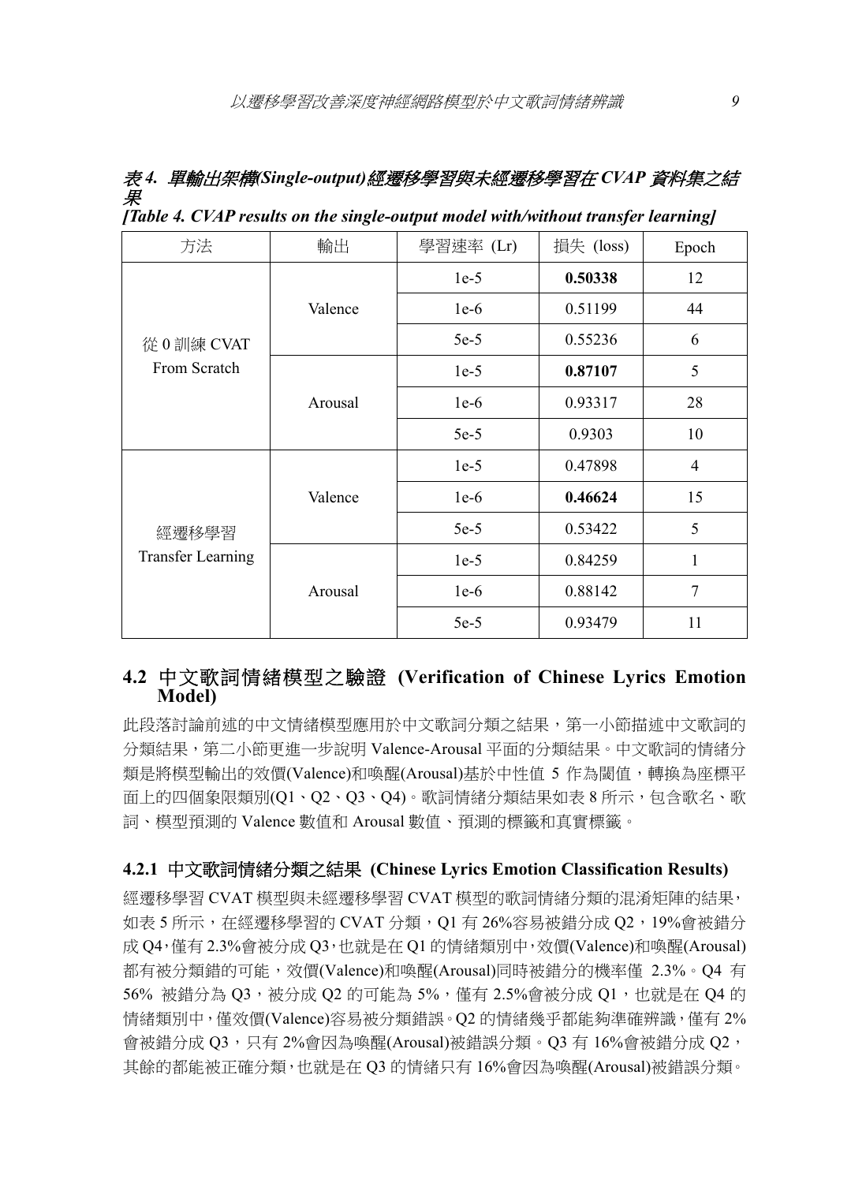***表 4. 單輸出架構(Single-output)經遷移學習與未經遷移學習在 CVAP 資料集之結果***

***[Table 4. CVAP results on the single-output model with/without transfer learning]***

| 方法 | 輸出 | 學習速率 (Lr) | 損失 (loss) | Epoch |
|---|---|---|---|---|
| 從 0 訓練 CVAT From Scratch | Valence | 1e-5 | **0.50338** | 12 |
| | | 1e-6 | 0.51199 | 44 |
| | | 5e-5 | 0.55236 | 6 |
| | Arousal | 1e-5 | **0.87107** | 5 |
| | | 1e-6 | 0.93317 | 28 |
| | | 5e-5 | 0.9303 | 10 |
| 經遷移學習 Transfer Learning | Valence | 1e-5 | 0.47898 | 4 |
| | | 1e-6 | **0.46624** | 15 |
| | | 5e-5 | 0.53422 | 5 |
| | Arousal | 1e-5 | 0.84259 | 1 |
| | | 1e-6 | 0.88142 | 7 |
| | | 5e-5 | 0.93479 | 11 |

## 4.2 中文歌詞情緒模型之驗證 (Verification of Chinese Lyrics Emotion Model)

此段落討論前述的中文情緒模型應用於中文歌詞分類之結果，第一小節描述中文歌詞的分類結果，第二小節更進一步說明 Valence-Arousal 平面的分類結果。中文歌詞的情緒分類是將模型輸出的效價(Valence)和喚醒(Arousal)基於中性值 5 作為閾值，轉換為座標平面上的四個象限類別(Q1、Q2、Q3、Q4)。歌詞情緒分類結果如表 8 所示，包含歌名、歌詞、模型預測的 Valence 數值和 Arousal 數值、預測的標籤和真實標籤。

### 4.2.1 中文歌詞情緒分類之結果 (Chinese Lyrics Emotion Classification Results)

經遷移學習 CVAT 模型與未經遷移學習 CVAT 模型的歌詞情緒分類的混淆矩陣的結果，如表 5 所示，在經遷移學習的 CVAT 分類，Q1 有 26%容易被錯分成 Q2，19%會被錯分成 Q4，僅有 2.3%會被分成 Q3，也就是在 Q1 的情緒類別中，效價(Valence)和喚醒(Arousal)都有被分類錯誤的可能，效價(Valence)和喚醒(Arousal)同時被錯分的機率僅 2.3%。Q4 有 56% 被錯分為 Q3，被分成 Q2 的可能為 5%，僅有 2.5%會被分成 Q1，也就是在 Q4 的情緒類別中，僅效價(Valence)容易被分類錯誤。Q2 的情緒幾乎都能夠準確辨識，僅有 2%會被錯分成 Q3，只有 2%會因為喚醒(Arousal)被錯誤分類。Q3 有 16%會被錯分成 Q2，其餘的都能被正確分類，也就是在 Q3 的情緒只有 16%會因為喚醒(Arousal)被錯誤分類。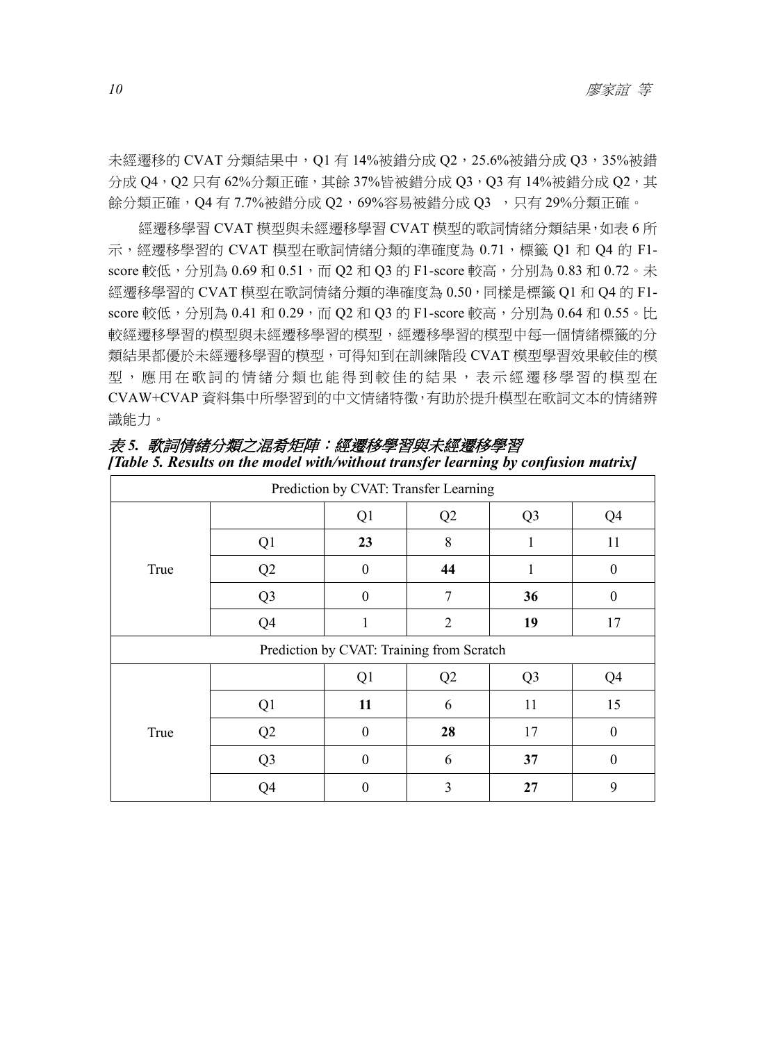未經遷移的 CVAT 分類結果中，Q1 有 14%被錯分成 Q2，25.6%被錯分成 Q3，35%被錯分成 Q4，Q2 只有 62%分類正確，其餘 37%皆被錯分成 Q3，Q3 有 14%被錯分成 Q2，其餘分類正確，Q4 有 7.7%被錯分成 Q2，69%容易被錯分成 Q3 ，只有 29%分類正確。

經遷移學習 CVAT 模型與未經遷移學習 CVAT 模型的歌詞情緒分類結果，如表 6 所示，經遷移學習的 CVAT 模型在歌詞情緒分類的準確度為 0.71，標籤 Q1 和 Q4 的 F1-score 較低，分別為 0.69 和 0.51，而 Q2 和 Q3 的 F1-score 較高，分別為 0.83 和 0.72。未經遷移學習的 CVAT 模型在歌詞情緒分類的準確度為 0.50，同樣是標籤 Q1 和 Q4 的 F1-score 較低，分別為 0.41 和 0.29，而 Q2 和 Q3 的 F1-score 較高，分別為 0.64 和 0.55。比較經遷移學習的模型與未經遷移學習的模型，經遷移學習的模型中每一個情緒標籤的分類結果都優於未經遷移學習的模型，可得知到在訓練階段 CVAT 模型學習效果較佳的模型，應用在歌詞的情緒分類也能得到較佳的結果，表示經遷移學習的模型在 CVAW+CVAP 資料集中所學習到的中文情緒特徵，有助於提升模型在歌詞文本的情緒辨識能力。

*表 5. 歌詞情緒分類之混肴矩陣：經遷移學習與未經遷移學習*
*[Table 5. Results on the model with/without transfer learning by confusion matrix]*

| Prediction by CVAT: Transfer Learning | | | | | |
|---|---|---|---|---|---|
| | | Q1 | Q2 | Q3 | Q4 |
| True | Q1 | **23** | 8 | 1 | 11 |
| | Q2 | 0 | **44** | 1 | 0 |
| | Q3 | 0 | 7 | **36** | 0 |
| | Q4 | 1 | 2 | **19** | 17 |
| **Prediction by CVAT: Training from Scratch** | | | | | |
| | | Q1 | Q2 | Q3 | Q4 |
| True | Q1 | **11** | 6 | 11 | 15 |
| | Q2 | 0 | **28** | 17 | 0 |
| | Q3 | 0 | 6 | **37** | 0 |
| | Q4 | 0 | 3 | **27** | 9 |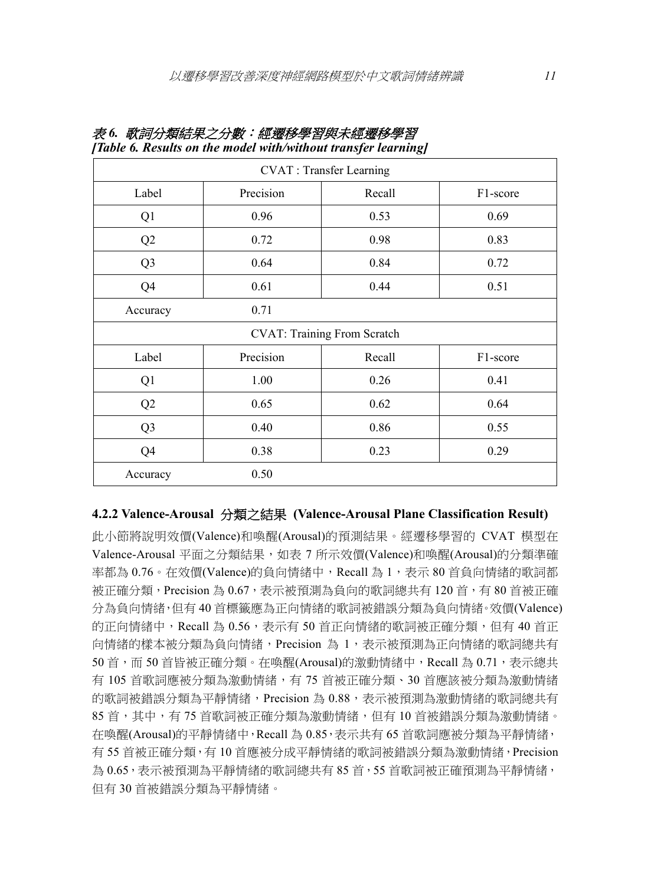*表 6. 歌詞分類結果之分數：經遷移學習與未經遷移學習*
***[Table 6. Results on the model with/without transfer learning]***

| CVAT : Transfer Learning | | | |
|---|---|---|---|
| Label | Precision | Recall | F1-score |
| Q1 | 0.96 | 0.53 | 0.69 |
| Q2 | 0.72 | 0.98 | 0.83 |
| Q3 | 0.64 | 0.84 | 0.72 |
| Q4 | 0.61 | 0.44 | 0.51 |
| Accuracy | 0.71 | | |
| CVAT: Training From Scratch | | | |
| Label | Precision | Recall | F1-score |
| Q1 | 1.00 | 0.26 | 0.41 |
| Q2 | 0.65 | 0.62 | 0.64 |
| Q3 | 0.40 | 0.86 | 0.55 |
| Q4 | 0.38 | 0.23 | 0.29 |
| Accuracy | 0.50 | | |

#### 4.2.2 Valence-Arousal 分類之結果 (Valence-Arousal Plane Classification Result)

此小節將說明效價(Valence)和喚醒(Arousal)的預測結果。經遷移學習的 CVAT 模型在 Valence-Arousal 平面之分類結果，如表 7 所示效價(Valence)和喚醒(Arousal)的分類準確率都為 0.76。在效價(Valence)的負向情緒中，Recall 為 1，表示 80 首負向情緒的歌詞都被正確分類，Precision 為 0.67，表示被預測為負向的歌詞總共有 120 首，有 80 首被正確分為負向情緒，但有 40 首標籤應為正向情緒的歌詞被錯誤分類為負向情緒。效價(Valence)的正向情緒中，Recall 為 0.56，表示有 50 首正向情緒的歌詞被正確分類，但有 40 首正向情緒的樣本被分類為負向情緒，Precision 為 1，表示被預測為正向情緒的歌詞總共有 50 首，而 50 首皆被正確分類。在喚醒(Arousal)的激動情緒中，Recall 為 0.71，表示總共有 105 首歌詞應被分類為激動情緒，有 75 首被正確分類、30 首應該被分類為激動情緒的歌詞被錯誤分類為平靜情緒，Precision 為 0.88，表示被預測為激動情緒的歌詞總共有 85 首，其中，有 75 首歌詞被正確分類為激動情緒，但有 10 首被錯誤分類為激動情緒。在喚醒(Arousal)的平靜情緒中，Recall 為 0.85，表示共有 65 首歌詞應被分類為平靜情緒，有 55 首被正確分類，有 10 首應被分成平靜情緒的歌詞被錯誤分類為激動情緒，Precision 為 0.65，表示被預測為平靜情緒的歌詞總共有 85 首，55 首歌詞被正確預測為平靜情緒，但有 30 首被錯誤分類為平靜情緒。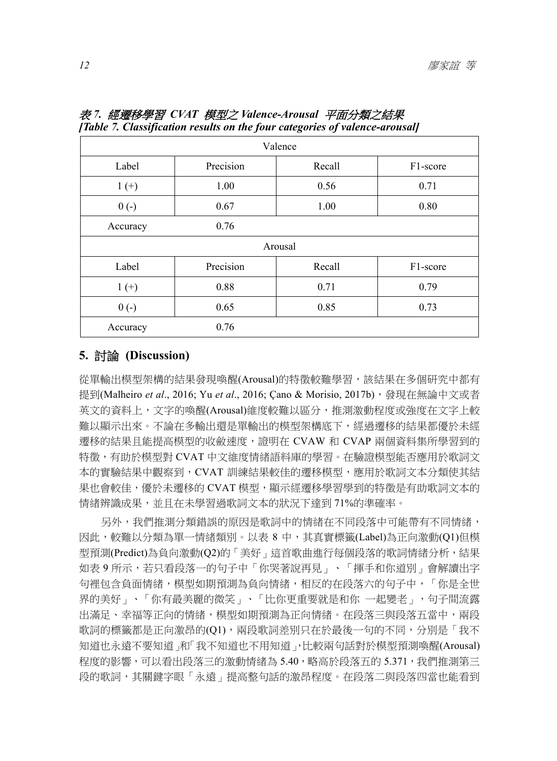*表 7. 經遷移學習 CVAT 模型之 Valence-Arousal 平面分類之結果*
***[Table 7. Classification results on the four categories of valence-arousal]***

| Valence | | | |
|---|---|---|---|
| Label | Precision | Recall | F1-score |
| 1 (+) | 1.00 | 0.56 | 0.71 |
| 0 (-) | 0.67 | 1.00 | 0.80 |
| Accuracy | 0.76 | | |
| **Arousal** | | | |
| Label | Precision | Recall | F1-score |
| 1 (+) | 0.88 | 0.71 | 0.79 |
| 0 (-) | 0.65 | 0.85 | 0.73 |
| Accuracy | 0.76 | | |

## 5. 討論 (Discussion)

從單輸出模型架構的結果發現喚醒(Arousal)的特徵較難學習，該結果在多個研究中都有提到(Malheiro *et al*., 2016; Yu *et al*., 2016; Çano & Morisio, 2017b)，發現在無論中文或者英文的資料上，文字的喚醒(Arousal)維度較難以區分，推測激動程度或強度在文字上較難以顯示出來。不論在多輸出還是單輸出的模型架構底下，經過遷移的結果都優於未經遷移的結果且能提高模型的收斂速度，證明在 CVAW 和 CVAP 兩個資料集所學習到的特徵，有助於模型對 CVAT 中文維度情緒語料庫的學習。在驗證模型能否應用於歌詞文本的實驗結果中觀察到，CVAT 訓練結果較佳的遷移模型，應用於歌詞文本分類使其結果也會較佳，優於未遷移的 CVAT 模型，顯示經遷移學習學到的特徵是有助歌詞文本的情緒辨識成果，並且在未學習過歌詞文本的狀況下達到 71%的準確率。

另外，我們推測分類錯誤的原因是歌詞中的情緒在不同段落中可能帶有不同情緒，因此，較難以分類為單一情緒類別。以表 8 中，其真實標籤(Label)為正向激動(Q1)但模型預測(Predict)為負向激動(Q2)的「美好」這首歌曲進行每個段落的歌詞情緒分析，結果如表 9 所示，若只看段落一的句子中「你哭著說再見」、「揮手和你道別」會解讀出字句裡包含負面情緒，模型如期預測為負向情緒，相反的在段落六的句子中，「你是全世界的美好」、「你有最美麗的微笑」、「比你更重要就是和你 一起變老」，句子間流露出滿足、幸福等正向的情緒，模型如期預測為正向情緒。在段落三與段落五當中，兩段歌詞的標籤都是正向激昂的(Q1)，兩段歌詞差別只在於最後一句的不同，分別是「我不知道也永遠不要知道」和「我不知道也不用知道」，比較兩句話對於模型預測喚醒(Arousal)程度的影響，可以看出段落三的激動情緒為 5.40，略高於段落五的 5.371，我們推測第三段的歌詞，其關鍵字眼「永遠」提高整句話的激昂程度。在段落二與段落四當也能看到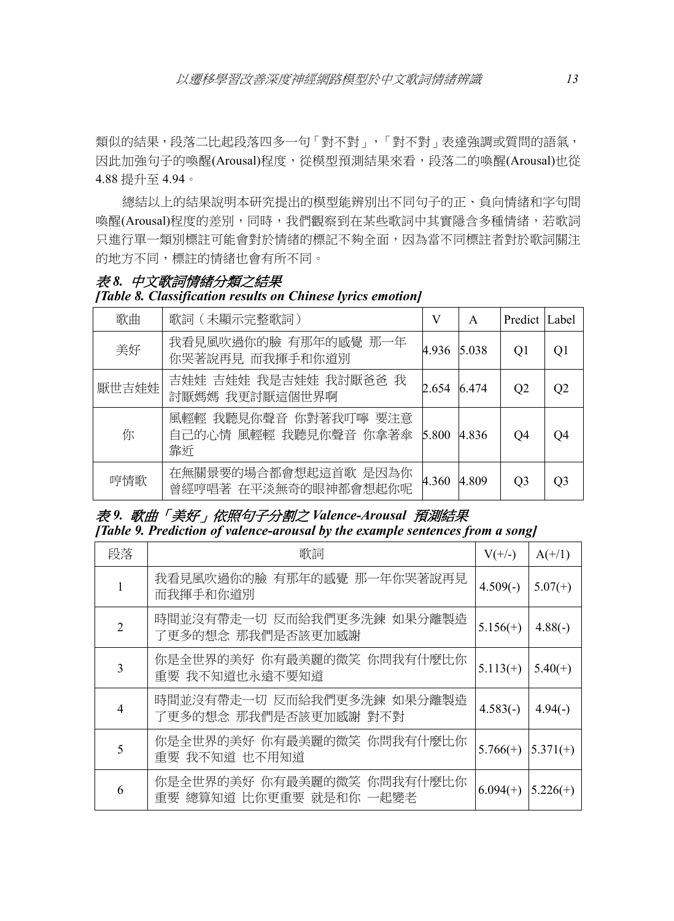類似的結果，段落二比起段落四多一句「對不對」，「對不對」表達強調或質問的語氣，因此加強句子的喚醒(Arousal)程度，從模型預測結果來看，段落二的喚醒(Arousal)也從 4.88 提升至 4.94。

總結以上的結果說明本研究提出的模型能辨別出不同句子的正、負向情緒和字句間喚醒(Arousal)程度的差別，同時，我們觀察到在某些歌詞中其實隱含多種情緒，若歌詞只進行單一類別標註可能會對於情緒的標記不夠全面，因為當不同標註者對於歌詞關注的地方不同，標註的情緒也會有所不同。

***表 8. 中文歌詞情緒分類之結果***
***[Table 8. Classification results on Chinese lyrics emotion]***

| 歌曲 | 歌詞（未顯示完整歌詞） | V | A | Predict | Label |
|---|---|---|---|---|---|
| 美好 | 我看見風吹過你的臉 有那年的感覺 那一年你哭著說再見 而我揮手和你道別 | 4.936 | 5.038 | Q1 | Q1 |
| 厭世吉娃娃 | 吉娃娃 吉娃娃 我是吉娃娃 我討厭爸爸 我討厭媽媽 我更討厭這個世界啊 | 2.654 | 6.474 | Q2 | Q2 |
| 你 | 風輕輕 我聽見你聲音 你對著我叮嚀 要注意自己的心情 風輕輕 我聽見你聲音 你拿著傘靠近 | 5.800 | 4.836 | Q4 | Q4 |
| 哼情歌 | 在無關景要的場合都會想起這首歌 是因為你曾經哼唱著 在平淡無奇的眼神都會想起你呢 | 4.360 | 4.809 | Q3 | Q3 |

***表 9. 歌曲「美好」依照句子分割之 Valence-Arousal 預測結果***
***[Table 9. Prediction of valence-arousal by the example sentences from a song]***

| 段落 | 歌詞 | V(+/-) | A(+/1) |
|---|---|---|---|
| 1 | 我看見風吹過你的臉 有那年的感覺 那一年你哭著說再見 而我揮手和你道別 | 4.509(-) | 5.07(+) |
| 2 | 時間並沒有帶走一切 反而給我們更多洗鍊 如果分離製造了更多的想念 那我們是否該更加感謝 | 5.156(+) | 4.88(-) |
| 3 | 你是全世界的美好 你有最美麗的微笑 你問我有什麼比你重要 我不知道也永遠不要知道 | 5.113(+) | 5.40(+) |
| 4 | 時間並沒有帶走一切 反而給我們更多洗鍊 如果分離製造了更多的想念 那我們是否該更加感謝 對不對 | 4.583(-) | 4.94(-) |
| 5 | 你是全世界的美好 你有最美麗的微笑 你問我有什麼比你重要 我不知道 也不用知道 | 5.766(+) | 5.371(+) |
| 6 | 你是全世界的美好 你有最美麗的微笑 你問我有什麼比你重要 總算知道 比你更重要 就是和你 一起變老 | 6.094(+) | 5.226(+) |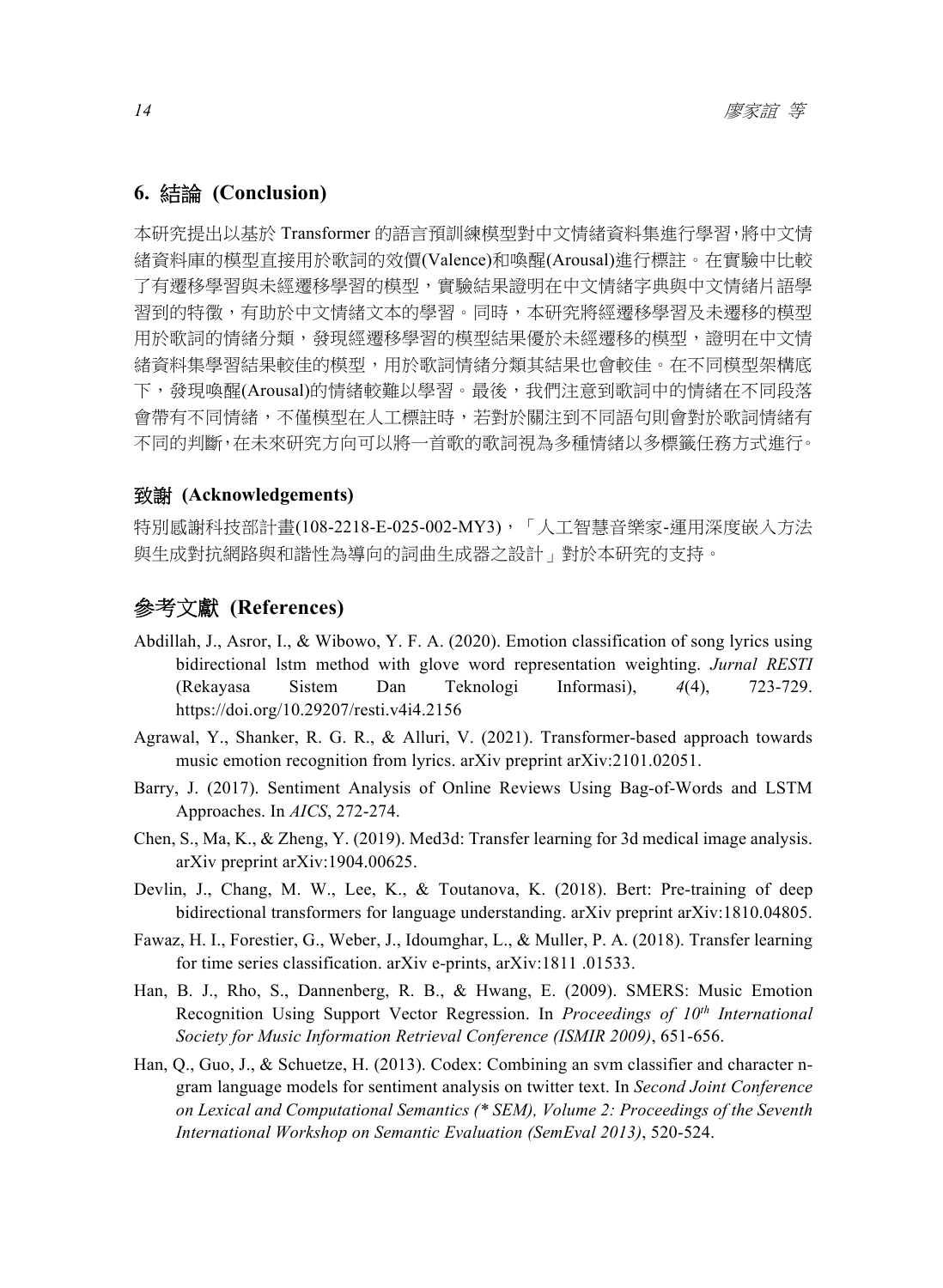## 6. 結論 (Conclusion)

本研究提出以基於 Transformer 的語言預訓練模型對中文情緒資料集進行學習，將中文情緒資料庫的模型直接用於歌詞的效價(Valence)和喚醒(Arousal)進行標註。在實驗中比較了有遷移學習與未經遷移學習的模型，實驗結果證明在中文情緒字典與中文情緒片語學習到的特徵，有助於中文情緒文本的學習。同時，本研究將經遷移學習及未遷移的模型用於歌詞的情緒分類，發現經遷移學習的模型結果優於未經遷移的模型，證明在中文情緒資料集學習結果較佳的模型，用於歌詞情緒分類其結果也會較佳。在不同模型架構底下，發現喚醒(Arousal)的情緒較難以學習。最後，我們注意到歌詞中的情緒在不同段落會帶有不同情緒，不僅模型在人工標註時，若對於關注到不同語句則會對於歌詞情緒有不同的判斷，在未來研究方向可以將一首歌的歌詞視為多種情緒以多標籤任務方式進行。

### 致謝 (Acknowledgements)

特別感謝科技部計畫(108-2218-E-025-002-MY3)，「人工智慧音樂家-運用深度嵌入方法與生成對抗網路與和諧性為導向的詞曲生成器之設計」對於本研究的支持。

## 參考文獻 (References)

Abdillah, J., Asror, I., & Wibowo, Y. F. A. (2020). Emotion classification of song lyrics using bidirectional lstm method with glove word representation weighting. *Jurnal RESTI* (Rekayasa Sistem Dan Teknologi Informasi), *4*(4), 723-729. https://doi.org/10.29207/resti.v4i4.2156

Agrawal, Y., Shanker, R. G. R., & Alluri, V. (2021). Transformer-based approach towards music emotion recognition from lyrics. arXiv preprint arXiv:2101.02051.

Barry, J. (2017). Sentiment Analysis of Online Reviews Using Bag-of-Words and LSTM Approaches. In *AICS*, 272-274.

Chen, S., Ma, K., & Zheng, Y. (2019). Med3d: Transfer learning for 3d medical image analysis. arXiv preprint arXiv:1904.00625.

Devlin, J., Chang, M. W., Lee, K., & Toutanova, K. (2018). Bert: Pre-training of deep bidirectional transformers for language understanding. arXiv preprint arXiv:1810.04805.

Fawaz, H. I., Forestier, G., Weber, J., Idoumghar, L., & Muller, P. A. (2018). Transfer learning for time series classification. arXiv e-prints, arXiv:1811 .01533.

Han, B. J., Rho, S., Dannenberg, R. B., & Hwang, E. (2009). SMERS: Music Emotion Recognition Using Support Vector Regression. In *Proceedings of 10th International Society for Music Information Retrieval Conference (ISMIR 2009)*, 651-656.

Han, Q., Guo, J., & Schuetze, H. (2013). Codex: Combining an svm classifier and character n-gram language models for sentiment analysis on twitter text. In *Second Joint Conference on Lexical and Computational Semantics (* SEM), Volume 2: Proceedings of the Seventh International Workshop on Semantic Evaluation (SemEval 2013)*, 520-524.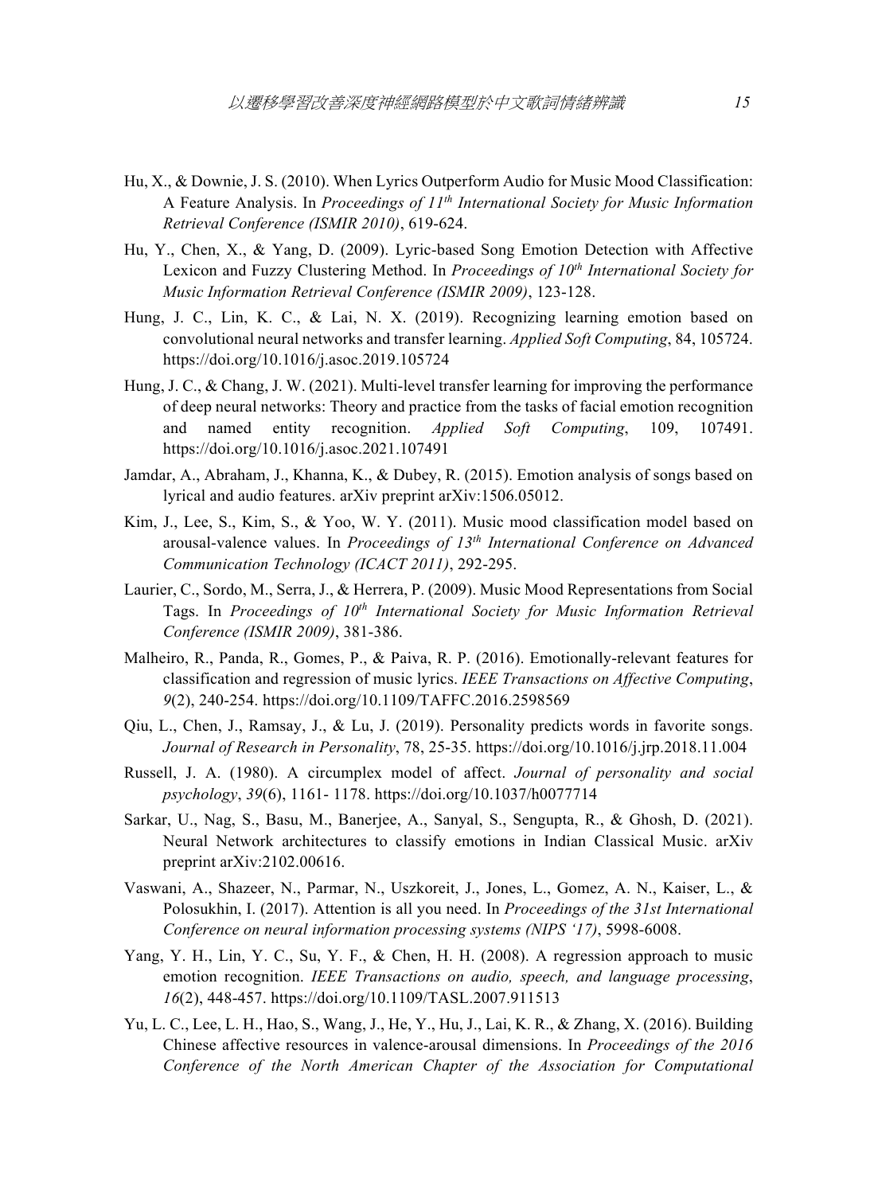Hu, X., & Downie, J. S. (2010). When Lyrics Outperform Audio for Music Mood Classification: A Feature Analysis. In *Proceedings of 11th International Society for Music Information Retrieval Conference (ISMIR 2010)*, 619-624.

Hu, Y., Chen, X., & Yang, D. (2009). Lyric-based Song Emotion Detection with Affective Lexicon and Fuzzy Clustering Method. In *Proceedings of 10th International Society for Music Information Retrieval Conference (ISMIR 2009)*, 123-128.

Hung, J. C., Lin, K. C., & Lai, N. X. (2019). Recognizing learning emotion based on convolutional neural networks and transfer learning. *Applied Soft Computing*, 84, 105724. https://doi.org/10.1016/j.asoc.2019.105724

Hung, J. C., & Chang, J. W. (2021). Multi-level transfer learning for improving the performance of deep neural networks: Theory and practice from the tasks of facial emotion recognition and named entity recognition. *Applied Soft Computing*, 109, 107491. https://doi.org/10.1016/j.asoc.2021.107491

Jamdar, A., Abraham, J., Khanna, K., & Dubey, R. (2015). Emotion analysis of songs based on lyrical and audio features. arXiv preprint arXiv:1506.05012.

Kim, J., Lee, S., Kim, S., & Yoo, W. Y. (2011). Music mood classification model based on arousal-valence values. In *Proceedings of 13th International Conference on Advanced Communication Technology (ICACT 2011)*, 292-295.

Laurier, C., Sordo, M., Serra, J., & Herrera, P. (2009). Music Mood Representations from Social Tags. In *Proceedings of 10th International Society for Music Information Retrieval Conference (ISMIR 2009)*, 381-386.

Malheiro, R., Panda, R., Gomes, P., & Paiva, R. P. (2016). Emotionally-relevant features for classification and regression of music lyrics. *IEEE Transactions on Affective Computing*, *9*(2), 240-254. https://doi.org/10.1109/TAFFC.2016.2598569

Qiu, L., Chen, J., Ramsay, J., & Lu, J. (2019). Personality predicts words in favorite songs. *Journal of Research in Personality*, 78, 25-35. https://doi.org/10.1016/j.jrp.2018.11.004

Russell, J. A. (1980). A circumplex model of affect. *Journal of personality and social psychology*, *39*(6), 1161- 1178. https://doi.org/10.1037/h0077714

Sarkar, U., Nag, S., Basu, M., Banerjee, A., Sanyal, S., Sengupta, R., & Ghosh, D. (2021). Neural Network architectures to classify emotions in Indian Classical Music. arXiv preprint arXiv:2102.00616.

Vaswani, A., Shazeer, N., Parmar, N., Uszkoreit, J., Jones, L., Gomez, A. N., Kaiser, L., & Polosukhin, I. (2017). Attention is all you need. In *Proceedings of the 31st International Conference on neural information processing systems (NIPS '17)*, 5998-6008.

Yang, Y. H., Lin, Y. C., Su, Y. F., & Chen, H. H. (2008). A regression approach to music emotion recognition. *IEEE Transactions on audio, speech, and language processing*, *16*(2), 448-457. https://doi.org/10.1109/TASL.2007.911513

Yu, L. C., Lee, L. H., Hao, S., Wang, J., He, Y., Hu, J., Lai, K. R., & Zhang, X. (2016). Building Chinese affective resources in valence-arousal dimensions. In *Proceedings of the 2016 Conference of the North American Chapter of the Association for Computational*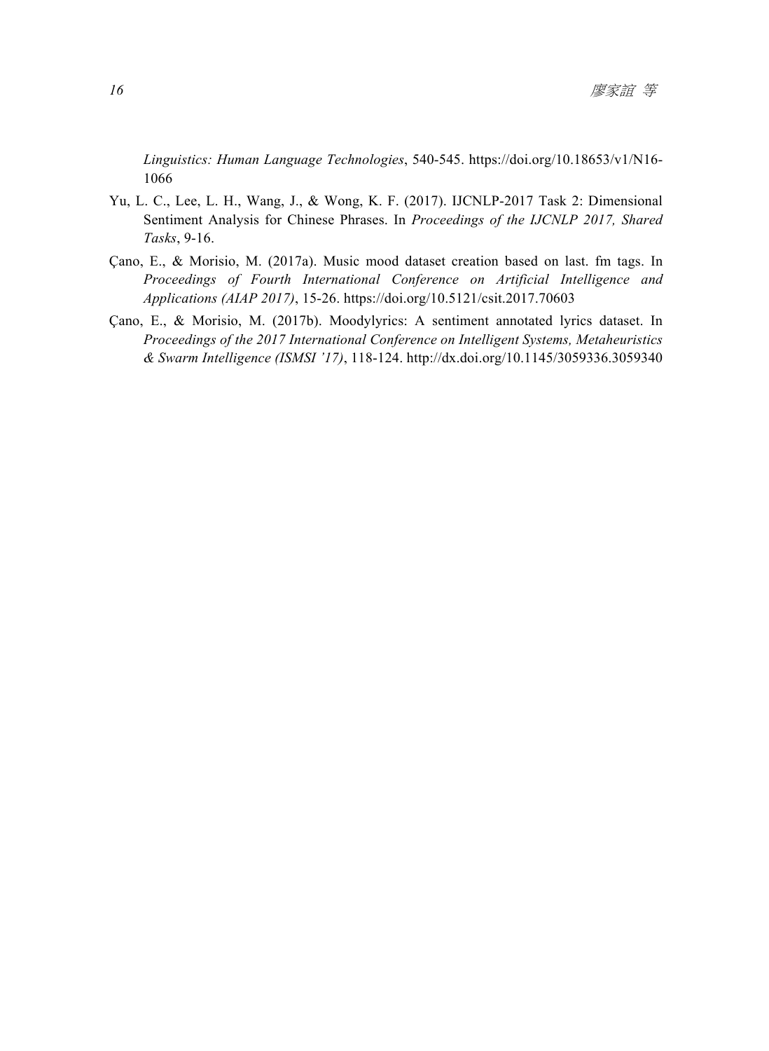*Linguistics: Human Language Technologies*, 540-545. https://doi.org/10.18653/v1/N16-1066

Yu, L. C., Lee, L. H., Wang, J., & Wong, K. F. (2017). IJCNLP-2017 Task 2: Dimensional Sentiment Analysis for Chinese Phrases. In *Proceedings of the IJCNLP 2017, Shared Tasks*, 9-16.

Çano, E., & Morisio, M. (2017a). Music mood dataset creation based on last. fm tags. In *Proceedings of Fourth International Conference on Artificial Intelligence and Applications (AIAP 2017)*, 15-26. https://doi.org/10.5121/csit.2017.70603

Çano, E., & Morisio, M. (2017b). Moodylyrics: A sentiment annotated lyrics dataset. In *Proceedings of the 2017 International Conference on Intelligent Systems, Metaheuristics & Swarm Intelligence (ISMSI '17)*, 118-124. http://dx.doi.org/10.1145/3059336.3059340